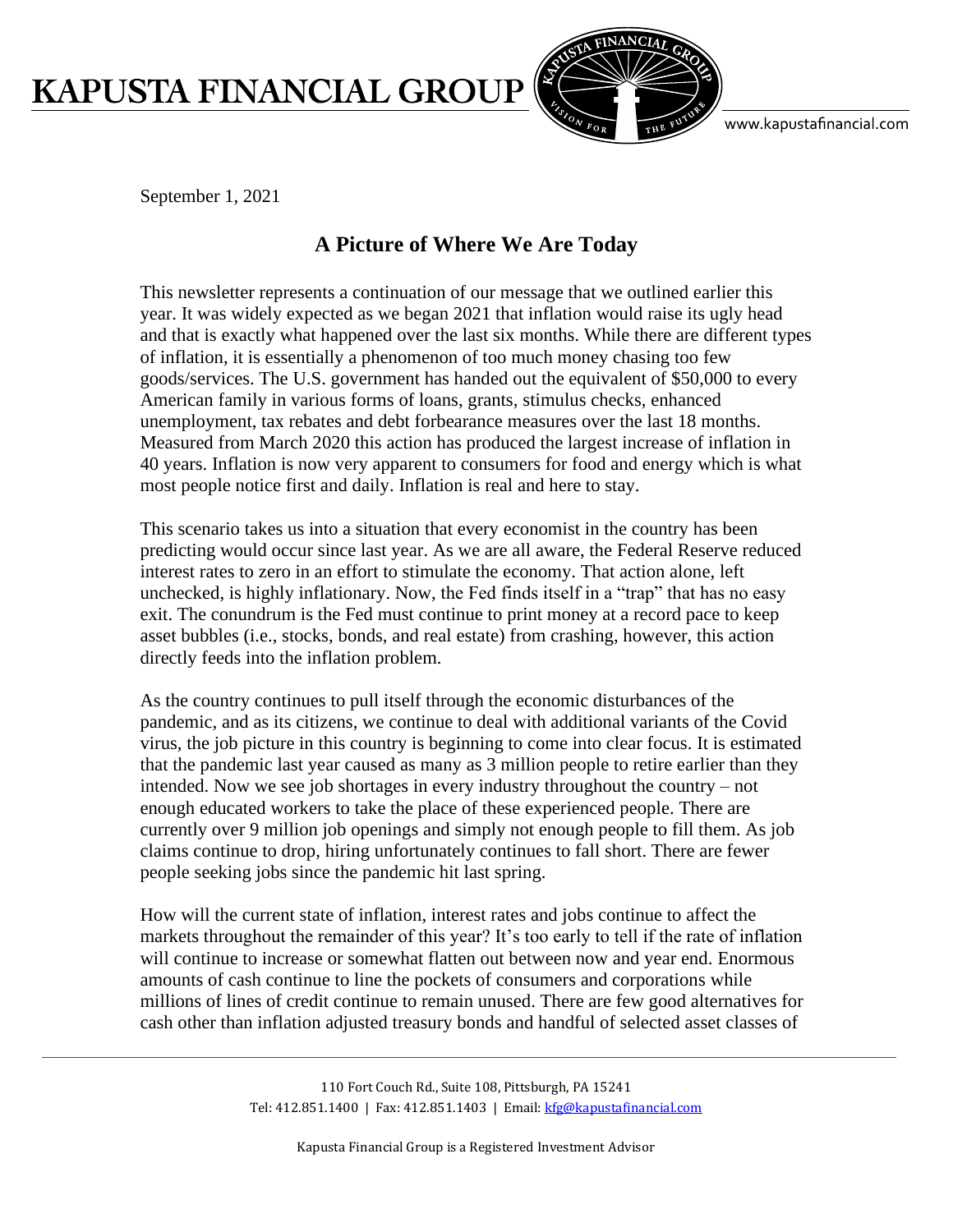# KAPUSTA FINANCIAL GROUP

www.kapustafinancial.com

September 1, 2021

## A Picture of Where We Are Today

This newsletter represents a continuation of our message that we outlined earlier this year. It was widely expected as we began 2021 that inflation would raise its ugly head and that is exactly what happened over the last six months. While there are different types of inflation, it is essentially a phenomenon of too much money chasing too few goods/services. The U.S. government has handed out the equivalent of $50,000 to every American family in various forms of loans, grants, stimulus checks, enhanced unemployment, tax rebates and debt forbearance measures over the last 18 months. Measured from March 2020 this action has produced the largest increase of inflation in 40 years. Inflation is now very apparent to consumers for food and energy which is what most people notice first and daily. Inflation is real and here to stay.

This scenario takes us into a situation that every economist in the country has been predicting would occur since last year. As we are all aware, the Federal Reserve reduced interest rates to zero in an effort to stimulate the economy. That action alone, left unchecked, is highly inflationary. Now, the Fed finds itself in a "trap" that has no easy exit. The conundrum is the Fed must continue to print money at a record pace to keep asset bubbles (i.e., stocks, bonds, and real estate) from crashing, however, this action directly feeds into the inflation problem.

As the country continues to pull itself through the economic disturbances of the pandemic, and as its citizens, we continue to deal with additional variants of the Covid virus, the job picture in this country is beginning to come into clear focus. It is estimated that the pandemic last year caused as many as 3 million people to retire earlier than they intended. Now we see job shortages in every industry throughout the country – not enough educated workers to take the place of these experienced people. There are currently over 9 million job openings and simply not enough people to fill them. As job claims continue to drop, hiring unfortunately continues to fall short. There are fewer people seeking jobs since the pandemic hit last spring.

How will the current state of inflation, interest rates and jobs continue to affect the markets throughout the remainder of this year? It's too early to tell if the rate of inflation will continue to increase or somewhat flatten out between now and year end. Enormous amounts of cash continue to line the pockets of consumers and corporations while millions of lines of credit continue to remain unused. There are few good alternatives for cash other than inflation adjusted treasury bonds and handful of selected asset classes of

110 Fort Couch Rd., Suite 108, Pittsburgh, PA 15241
Tel: 412.851.1400 | Fax: 412.851.1403 | Email: kfg@kapustafinancial.com

Kapusta Financial Group is a Registered Investment Advisor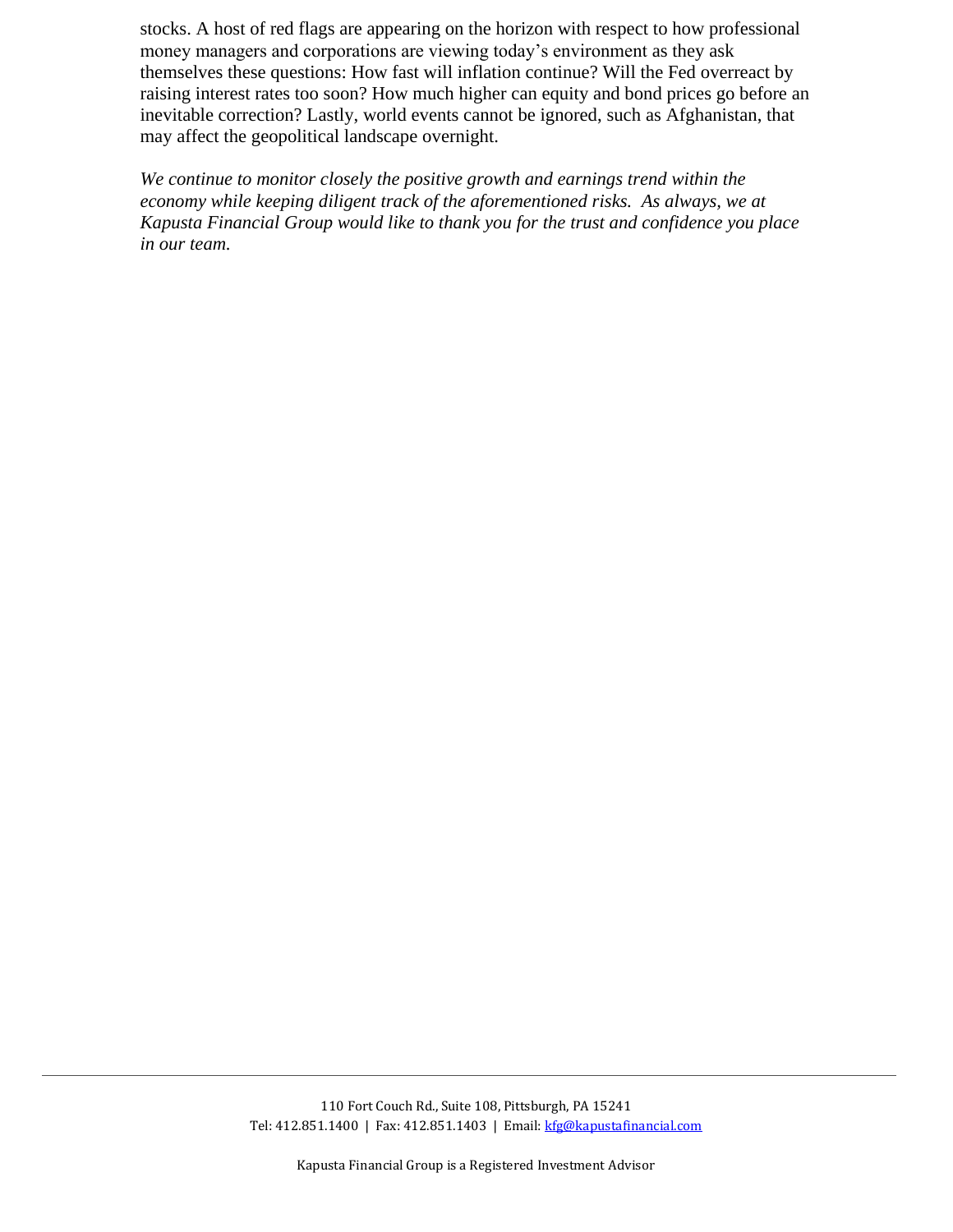stocks. A host of red flags are appearing on the horizon with respect to how professional money managers and corporations are viewing today's environment as they ask themselves these questions: How fast will inflation continue? Will the Fed overreact by raising interest rates too soon? How much higher can equity and bond prices go before an inevitable correction? Lastly, world events cannot be ignored, such as Afghanistan, that may affect the geopolitical landscape overnight.

*We continue to monitor closely the positive growth and earnings trend within the economy while keeping diligent track of the aforementioned risks. As always, we at Kapusta Financial Group would like to thank you for the trust and confidence you place in our team.*

---

110 Fort Couch Rd., Suite 108, Pittsburgh, PA 15241
Tel: 412.851.1400 | Fax: 412.851.1403 | Email: kfg@kapustafinancial.com

Kapusta Financial Group is a Registered Investment Advisor